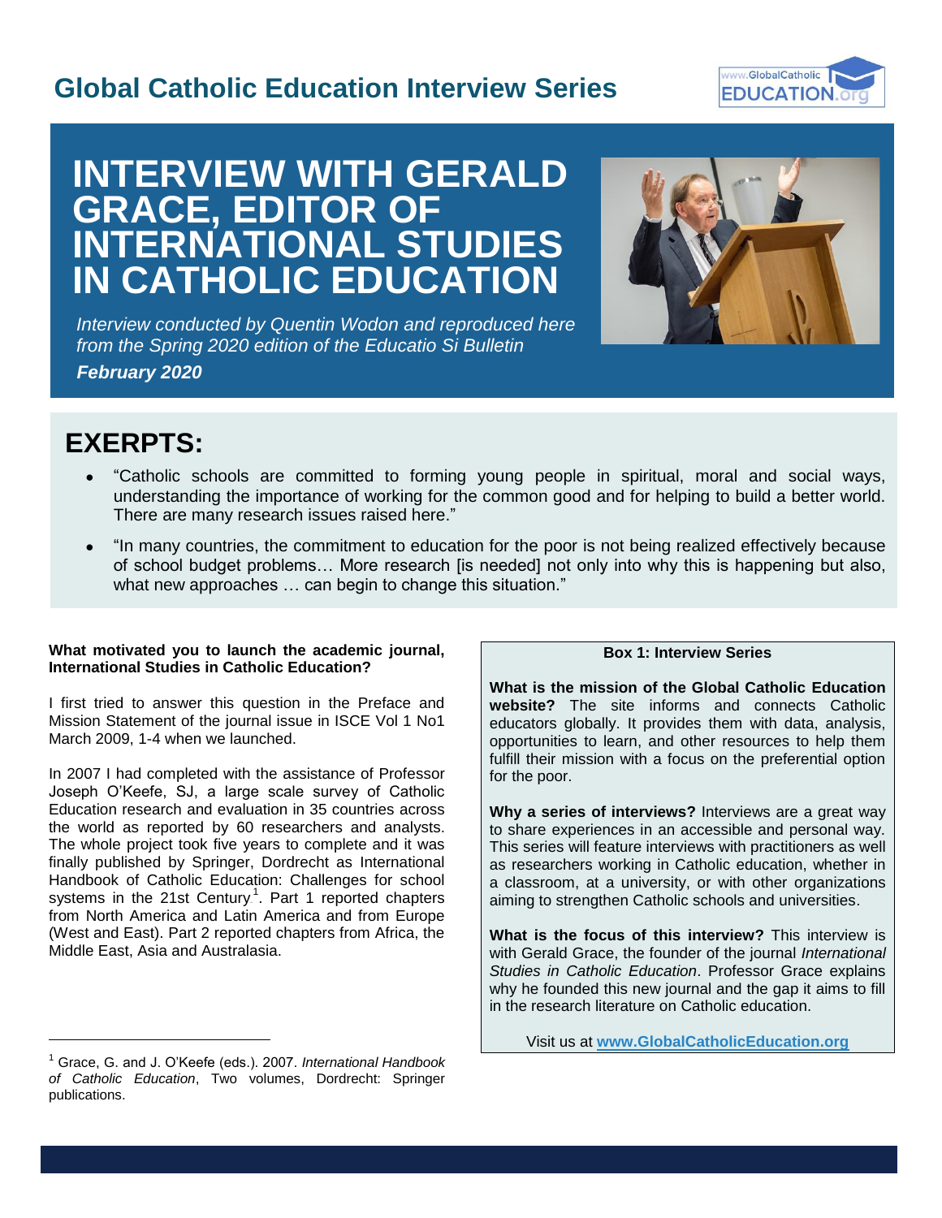# Global Catholic Education Interview Series

# INTERVIEW WITH GERALD GRACE, EDITOR OF INTERNATIONAL STUDIES IN CATHOLIC EDUCATION

*Interview conducted by Quentin Wodon and reproduced here from the Spring 2020 edition of the Educatio Si Bulletin*

***February 2020***

## EXERPTS:

- "Catholic schools are committed to forming young people in spiritual, moral and social ways, understanding the importance of working for the common good and for helping to build a better world. There are many research issues raised here."
- "In many countries, the commitment to education for the poor is not being realized effectively because of school budget problems… More research [is needed] not only into why this is happening but also, what new approaches … can begin to change this situation."

**What motivated you to launch the academic journal, International Studies in Catholic Education?**

I first tried to answer this question in the Preface and Mission Statement of the journal issue in ISCE Vol 1 No1 March 2009, 1-4 when we launched.

In 2007 I had completed with the assistance of Professor Joseph O'Keefe, SJ, a large scale survey of Catholic Education research and evaluation in 35 countries across the world as reported by 60 researchers and analysts. The whole project took five years to complete and it was finally published by Springer, Dordrecht as International Handbook of Catholic Education: Challenges for school systems in the 21st Century[1]. Part 1 reported chapters from North America and Latin America and from Europe (West and East). Part 2 reported chapters from Africa, the Middle East, Asia and Australasia.

[1] Grace, G. and J. O'Keefe (eds.). 2007. *International Handbook of Catholic Education*, Two volumes, Dordrecht: Springer publications.

**Box 1: Interview Series**

**What is the mission of the Global Catholic Education website?** The site informs and connects Catholic educators globally. It provides them with data, analysis, opportunities to learn, and other resources to help them fulfill their mission with a focus on the preferential option for the poor.

**Why a series of interviews?** Interviews are a great way to share experiences in an accessible and personal way. This series will feature interviews with practitioners as well as researchers working in Catholic education, whether in a classroom, at a university, or with other organizations aiming to strengthen Catholic schools and universities.

**What is the focus of this interview?** This interview is with Gerald Grace, the founder of the journal *International Studies in Catholic Education*. Professor Grace explains why he founded this new journal and the gap it aims to fill in the research literature on Catholic education.

Visit us at **www.GlobalCatholicEducation.org**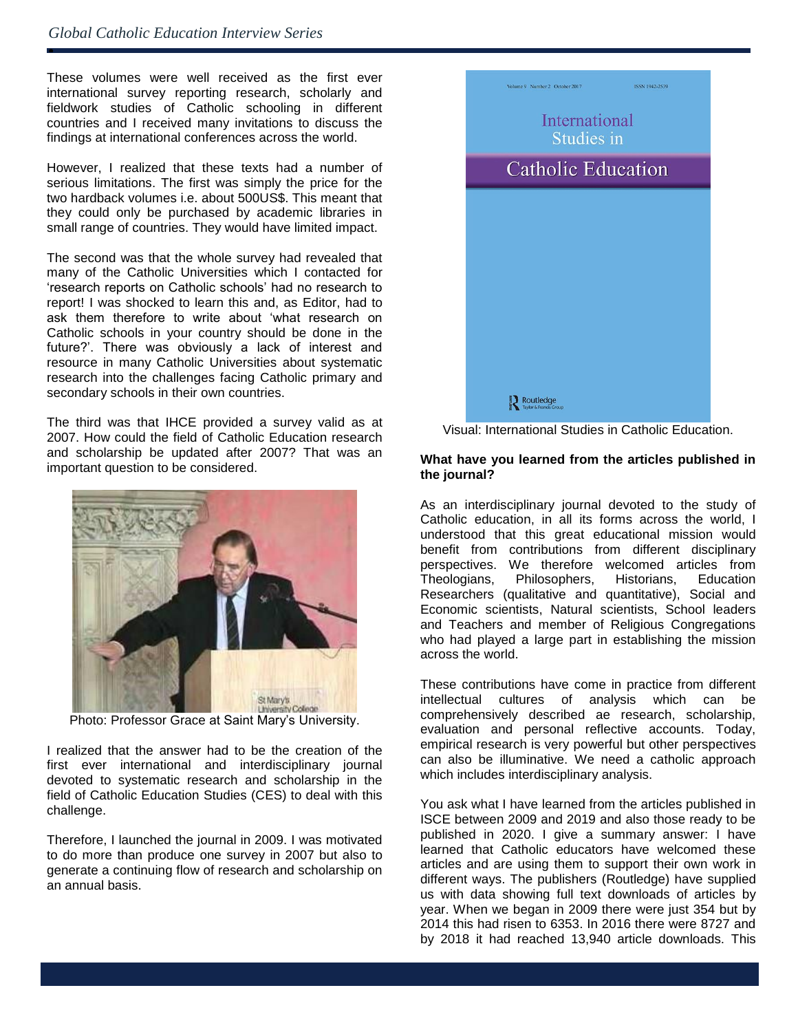These volumes were well received as the first ever international survey reporting research, scholarly and fieldwork studies of Catholic schooling in different countries and I received many invitations to discuss the findings at international conferences across the world.

However, I realized that these texts had a number of serious limitations. The first was simply the price for the two hardback volumes i.e. about 500US$. This meant that they could only be purchased by academic libraries in small range of countries. They would have limited impact.

The second was that the whole survey had revealed that many of the Catholic Universities which I contacted for 'research reports on Catholic schools' had no research to report! I was shocked to learn this and, as Editor, had to ask them therefore to write about 'what research on Catholic schools in your country should be done in the future?'. There was obviously a lack of interest and resource in many Catholic Universities about systematic research into the challenges facing Catholic primary and secondary schools in their own countries.

The third was that IHCE provided a survey valid as at 2007. How could the field of Catholic Education research and scholarship be updated after 2007? That was an important question to be considered.

Photo: Professor Grace at Saint Mary's University.

I realized that the answer had to be the creation of the first ever international and interdisciplinary journal devoted to systematic research and scholarship in the field of Catholic Education Studies (CES) to deal with this challenge.

Therefore, I launched the journal in 2009. I was motivated to do more than produce one survey in 2007 but also to generate a continuing flow of research and scholarship on an annual basis.

Visual: International Studies in Catholic Education.

**What have you learned from the articles published in the journal?**

As an interdisciplinary journal devoted to the study of Catholic education, in all its forms across the world, I understood that this great educational mission would benefit from contributions from different disciplinary perspectives. We therefore welcomed articles from Theologians, Philosophers, Historians, Education Researchers (qualitative and quantitative), Social and Economic scientists, Natural scientists, School leaders and Teachers and member of Religious Congregations who had played a large part in establishing the mission across the world.

These contributions have come in practice from different intellectual cultures of analysis which can be comprehensively described ae research, scholarship, evaluation and personal reflective accounts. Today, empirical research is very powerful but other perspectives can also be illuminative. We need a catholic approach which includes interdisciplinary analysis.

You ask what I have learned from the articles published in ISCE between 2009 and 2019 and also those ready to be published in 2020. I give a summary answer: I have learned that Catholic educators have welcomed these articles and are using them to support their own work in different ways. The publishers (Routledge) have supplied us with data showing full text downloads of articles by year. When we began in 2009 there were just 354 but by 2014 this had risen to 6353. In 2016 there were 8727 and by 2018 it had reached 13,940 article downloads. This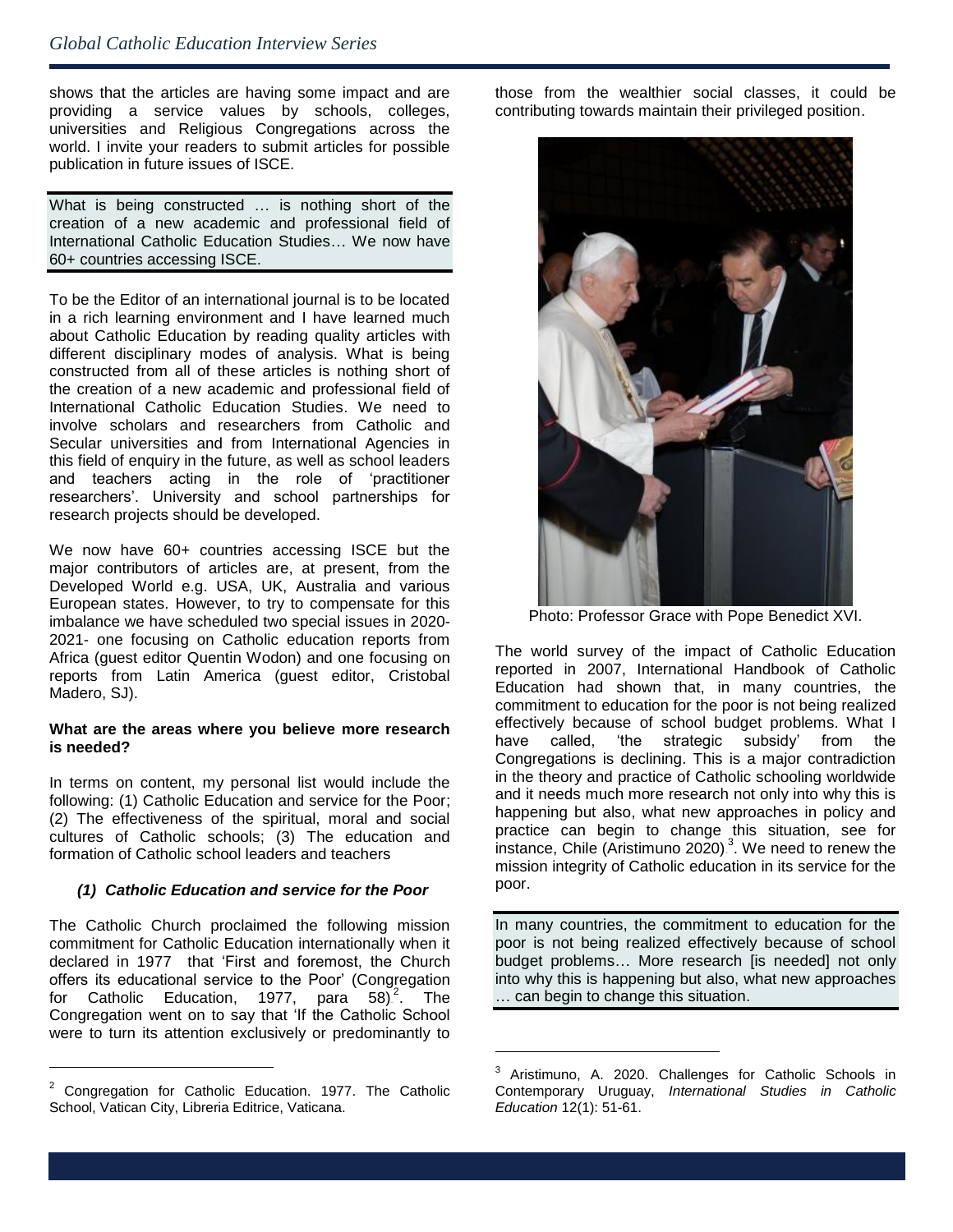shows that the articles are having some impact and are providing a service values by schools, colleges, universities and Religious Congregations across the world. I invite your readers to submit articles for possible publication in future issues of ISCE.

> What is being constructed … is nothing short of the creation of a new academic and professional field of International Catholic Education Studies… We now have 60+ countries accessing ISCE.

To be the Editor of an international journal is to be located in a rich learning environment and I have learned much about Catholic Education by reading quality articles with different disciplinary modes of analysis. What is being constructed from all of these articles is nothing short of the creation of a new academic and professional field of International Catholic Education Studies. We need to involve scholars and researchers from Catholic and Secular universities and from International Agencies in this field of enquiry in the future, as well as school leaders and teachers acting in the role of 'practitioner researchers'. University and school partnerships for research projects should be developed.

We now have 60+ countries accessing ISCE but the major contributors of articles are, at present, from the Developed World e.g. USA, UK, Australia and various European states. However, to try to compensate for this imbalance we have scheduled two special issues in 2020-2021- one focusing on Catholic education reports from Africa (guest editor Quentin Wodon) and one focusing on reports from Latin America (guest editor, Cristobal Madero, SJ).

**What are the areas where you believe more research is needed?**

In terms on content, my personal list would include the following: (1) Catholic Education and service for the Poor; (2) The effectiveness of the spiritual, moral and social cultures of Catholic schools; (3) The education and formation of Catholic school leaders and teachers

### *(1) Catholic Education and service for the Poor*

The Catholic Church proclaimed the following mission commitment for Catholic Education internationally when it declared in 1977 that 'First and foremost, the Church offers its educational service to the Poor' (Congregation for Catholic Education, 1977, para 58)[2]. The Congregation went on to say that 'If the Catholic School were to turn its attention exclusively or predominantly to those from the wealthier social classes, it could be contributing towards maintain their privileged position.

Photo: Professor Grace with Pope Benedict XVI.

The world survey of the impact of Catholic Education reported in 2007, International Handbook of Catholic Education had shown that, in many countries, the commitment to education for the poor is not being realized effectively because of school budget problems. What I have called, 'the strategic subsidy' from the Congregations is declining. This is a major contradiction in the theory and practice of Catholic schooling worldwide and it needs much more research not only into why this is happening but also, what new approaches in policy and practice can begin to change this situation, see for instance, Chile (Aristimuno 2020)[3]. We need to renew the mission integrity of Catholic education in its service for the poor.

> In many countries, the commitment to education for the poor is not being realized effectively because of school budget problems… More research [is needed] not only into why this is happening but also, what new approaches … can begin to change this situation.

---

[2] Congregation for Catholic Education. 1977. The Catholic School, Vatican City, Libreria Editrice, Vaticana.

[3] Aristimuno, A. 2020. Challenges for Catholic Schools in Contemporary Uruguay, *International Studies in Catholic Education* 12(1): 51-61.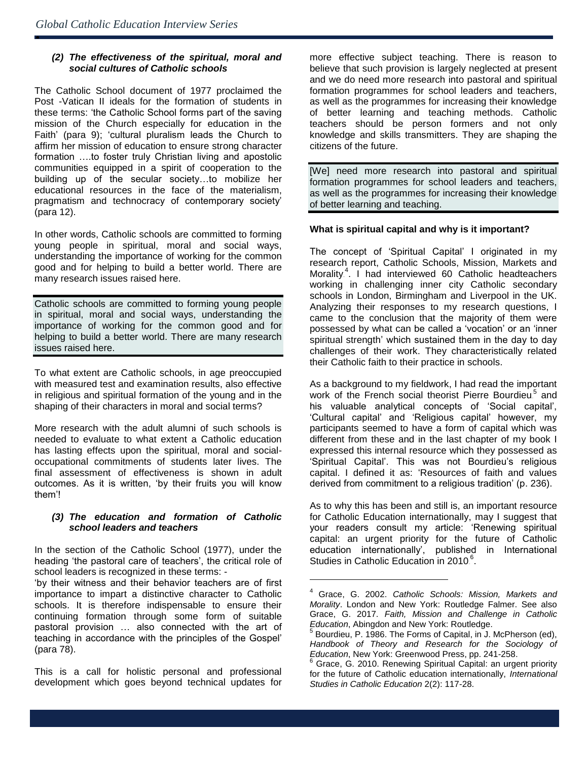### (2) The effectiveness of the spiritual, moral and social cultures of Catholic schools

The Catholic School document of 1977 proclaimed the Post -Vatican II ideals for the formation of students in these terms: 'the Catholic School forms part of the saving mission of the Church especially for education in the Faith' (para 9); 'cultural pluralism leads the Church to affirm her mission of education to ensure strong character formation ….to foster truly Christian living and apostolic communities equipped in a spirit of cooperation to the building up of the secular society…to mobilize her educational resources in the face of the materialism, pragmatism and technocracy of contemporary society' (para 12).

In other words, Catholic schools are committed to forming young people in spiritual, moral and social ways, understanding the importance of working for the common good and for helping to build a better world. There are many research issues raised here.

> Catholic schools are committed to forming young people in spiritual, moral and social ways, understanding the importance of working for the common good and for helping to build a better world. There are many research issues raised here.

To what extent are Catholic schools, in age preoccupied with measured test and examination results, also effective in religious and spiritual formation of the young and in the shaping of their characters in moral and social terms?

More research with the adult alumni of such schools is needed to evaluate to what extent a Catholic education has lasting effects upon the spiritual, moral and social-occupational commitments of students later lives. The final assessment of effectiveness is shown in adult outcomes. As it is written, 'by their fruits you will know them'!

### (3) The education and formation of Catholic school leaders and teachers

In the section of the Catholic School (1977), under the heading 'the pastoral care of teachers', the critical role of school leaders is recognized in these terms: -

'by their witness and their behavior teachers are of first importance to impart a distinctive character to Catholic schools. It is therefore indispensable to ensure their continuing formation through some form of suitable pastoral provision … also connected with the art of teaching in accordance with the principles of the Gospel' (para 78).

This is a call for holistic personal and professional development which goes beyond technical updates for more effective subject teaching. There is reason to believe that such provision is largely neglected at present and we do need more research into pastoral and spiritual formation programmes for school leaders and teachers, as well as the programmes for increasing their knowledge of better learning and teaching methods. Catholic teachers should be person formers and not only knowledge and skills transmitters. They are shaping the citizens of the future.

> [We] need more research into pastoral and spiritual formation programmes for school leaders and teachers, as well as the programmes for increasing their knowledge of better learning and teaching.

**What is spiritual capital and why is it important?**

The concept of 'Spiritual Capital' I originated in my research report, Catholic Schools, Mission, Markets and Morality[4]. I had interviewed 60 Catholic headteachers working in challenging inner city Catholic secondary schools in London, Birmingham and Liverpool in the UK. Analyzing their responses to my research questions, I came to the conclusion that the majority of them were possessed by what can be called a 'vocation' or an 'inner spiritual strength' which sustained them in the day to day challenges of their work. They characteristically related their Catholic faith to their practice in schools.

As a background to my fieldwork, I had read the important work of the French social theorist Pierre Bourdieu[5] and his valuable analytical concepts of 'Social capital', 'Cultural capital' and 'Religious capital' however, my participants seemed to have a form of capital which was different from these and in the last chapter of my book I expressed this internal resource which they possessed as 'Spiritual Capital'. This was not Bourdieu's religious capital. I defined it as: 'Resources of faith and values derived from commitment to a religious tradition' (p. 236).

As to why this has been and still is, an important resource for Catholic Education internationally, may I suggest that your readers consult my article: 'Renewing spiritual capital: an urgent priority for the future of Catholic education internationally', published in International Studies in Catholic Education in 2010[6].

---

[4] Grace, G. 2002. *Catholic Schools: Mission, Markets and Morality*. London and New York: Routledge Falmer. See also Grace, G. 2017. *Faith, Mission and Challenge in Catholic Education*, Abingdon and New York: Routledge.

[5] Bourdieu, P. 1986. The Forms of Capital, in J. McPherson (ed), *Handbook of Theory and Research for the Sociology of Education*, New York: Greenwood Press, pp. 241-258.

[6] Grace, G. 2010. Renewing Spiritual Capital: an urgent priority for the future of Catholic education internationally, *International Studies in Catholic Education* 2(2): 117-28.